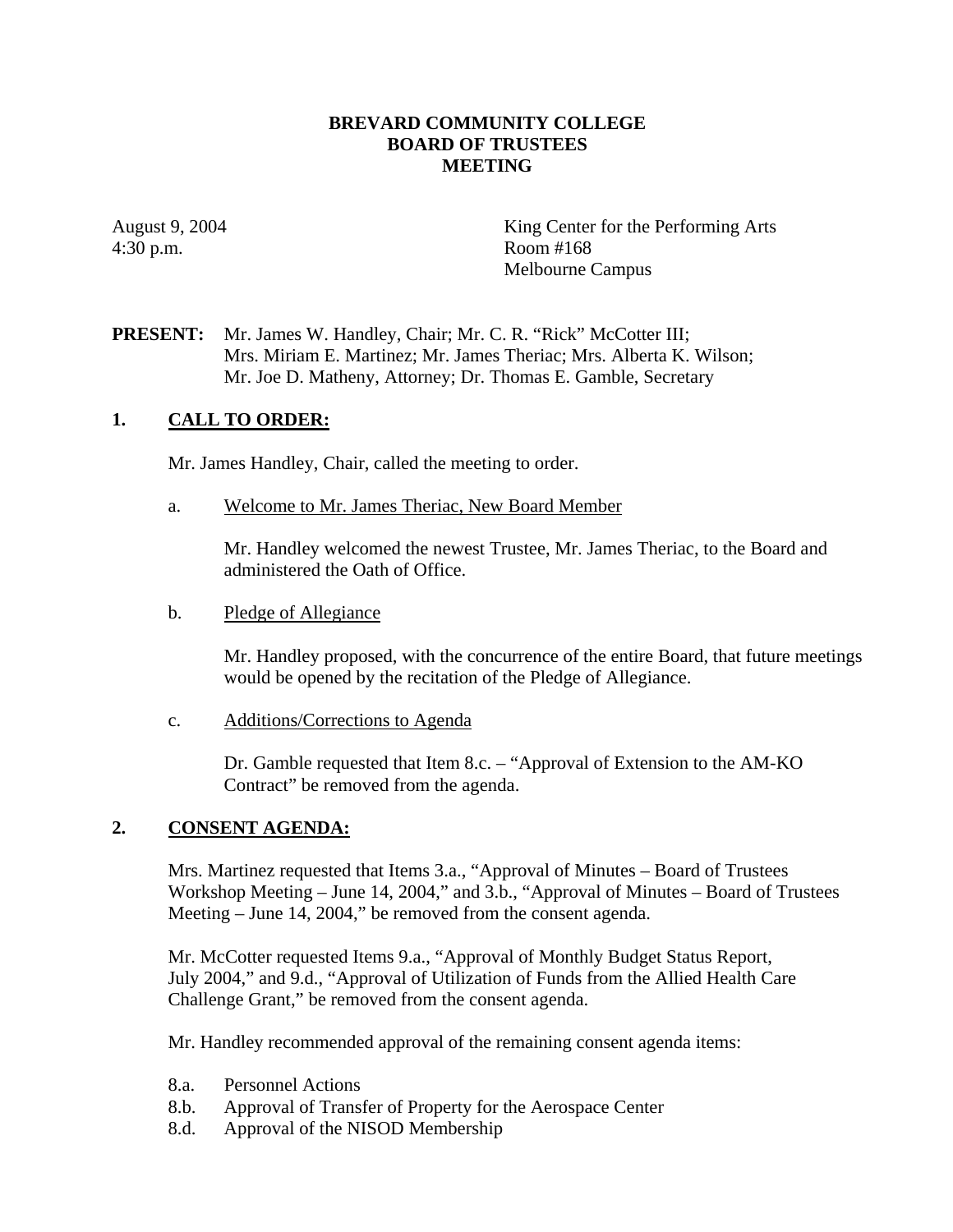# BREVARD COMMUNITY COLLEGE
# BOARD OF TRUSTEES
# MEETING

August 9, 2004
4:30 p.m.

King Center for the Performing Arts
Room #168
Melbourne Campus

**PRESENT:** Mr. James W. Handley, Chair; Mr. C. R. "Rick" McCotter III; Mrs. Miriam E. Martinez; Mr. James Theriac; Mrs. Alberta K. Wilson; Mr. Joe D. Matheny, Attorney; Dr. Thomas E. Gamble, Secretary

## 1. CALL TO ORDER:

Mr. James Handley, Chair, called the meeting to order.

a. Welcome to Mr. James Theriac, New Board Member

Mr. Handley welcomed the newest Trustee, Mr. James Theriac, to the Board and administered the Oath of Office.

b. Pledge of Allegiance

Mr. Handley proposed, with the concurrence of the entire Board, that future meetings would be opened by the recitation of the Pledge of Allegiance.

c. Additions/Corrections to Agenda

Dr. Gamble requested that Item 8.c. – "Approval of Extension to the AM-KO Contract" be removed from the agenda.

## 2. CONSENT AGENDA:

Mrs. Martinez requested that Items 3.a., "Approval of Minutes – Board of Trustees Workshop Meeting – June 14, 2004," and 3.b., "Approval of Minutes – Board of Trustees Meeting – June 14, 2004," be removed from the consent agenda.

Mr. McCotter requested Items 9.a., "Approval of Monthly Budget Status Report, July 2004," and 9.d., "Approval of Utilization of Funds from the Allied Health Care Challenge Grant," be removed from the consent agenda.

Mr. Handley recommended approval of the remaining consent agenda items:

8.a. Personnel Actions
8.b. Approval of Transfer of Property for the Aerospace Center
8.d. Approval of the NISOD Membership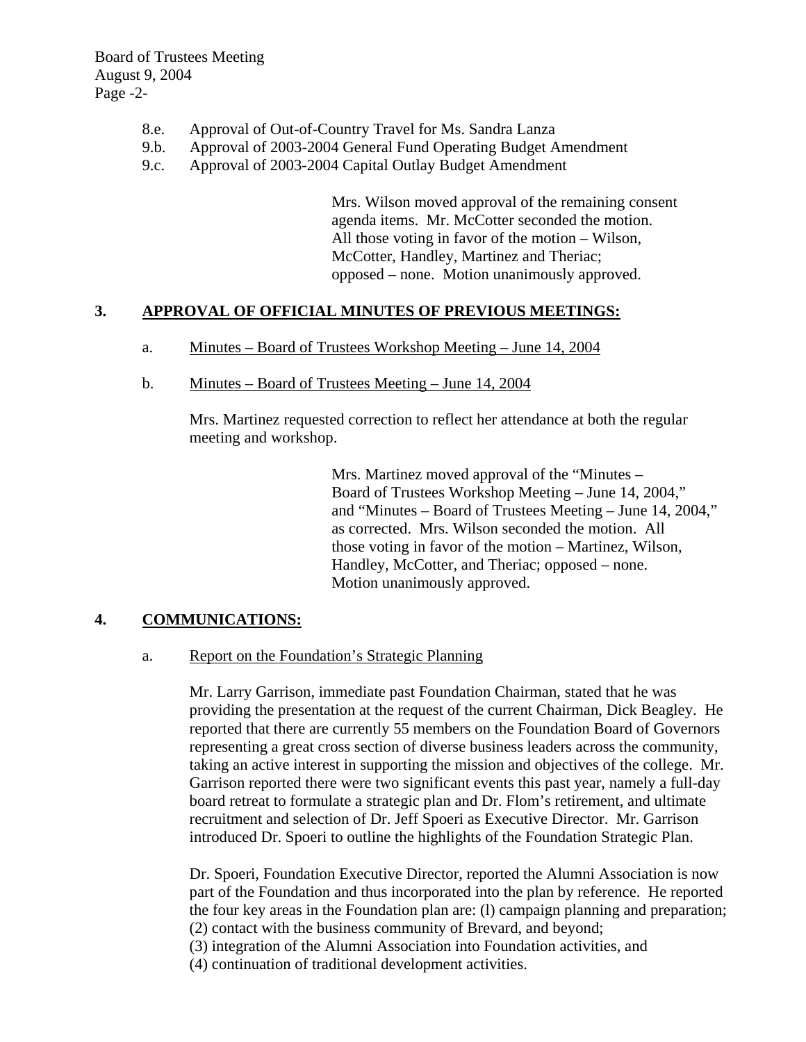8.e. Approval of Out-of-Country Travel for Ms. Sandra Lanza
9.b. Approval of 2003-2004 General Fund Operating Budget Amendment
9.c. Approval of 2003-2004 Capital Outlay Budget Amendment

> Mrs. Wilson moved approval of the remaining consent agenda items. Mr. McCotter seconded the motion. All those voting in favor of the motion – Wilson, McCotter, Handley, Martinez and Theriac; opposed – none. Motion unanimously approved.

## 3. APPROVAL OF OFFICIAL MINUTES OF PREVIOUS MEETINGS:

a. Minutes – Board of Trustees Workshop Meeting – June 14, 2004

b. Minutes – Board of Trustees Meeting – June 14, 2004

Mrs. Martinez requested correction to reflect her attendance at both the regular meeting and workshop.

> Mrs. Martinez moved approval of the "Minutes – Board of Trustees Workshop Meeting – June 14, 2004," and "Minutes – Board of Trustees Meeting – June 14, 2004," as corrected. Mrs. Wilson seconded the motion. All those voting in favor of the motion – Martinez, Wilson, Handley, McCotter, and Theriac; opposed – none. Motion unanimously approved.

## 4. COMMUNICATIONS:

a. Report on the Foundation's Strategic Planning

Mr. Larry Garrison, immediate past Foundation Chairman, stated that he was providing the presentation at the request of the current Chairman, Dick Beagley. He reported that there are currently 55 members on the Foundation Board of Governors representing a great cross section of diverse business leaders across the community, taking an active interest in supporting the mission and objectives of the college. Mr. Garrison reported there were two significant events this past year, namely a full-day board retreat to formulate a strategic plan and Dr. Flom's retirement, and ultimate recruitment and selection of Dr. Jeff Spoeri as Executive Director. Mr. Garrison introduced Dr. Spoeri to outline the highlights of the Foundation Strategic Plan.

Dr. Spoeri, Foundation Executive Director, reported the Alumni Association is now part of the Foundation and thus incorporated into the plan by reference. He reported the four key areas in the Foundation plan are: (l) campaign planning and preparation;
(2) contact with the business community of Brevard, and beyond;
(3) integration of the Alumni Association into Foundation activities, and
(4) continuation of traditional development activities.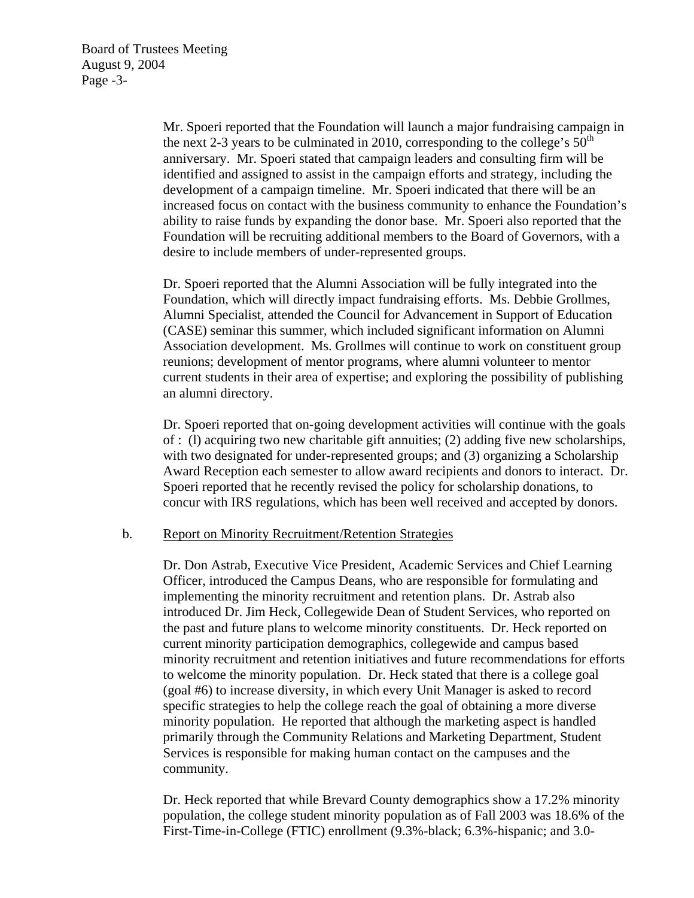Mr. Spoeri reported that the Foundation will launch a major fundraising campaign in the next 2-3 years to be culminated in 2010, corresponding to the college's 50th anniversary. Mr. Spoeri stated that campaign leaders and consulting firm will be identified and assigned to assist in the campaign efforts and strategy, including the development of a campaign timeline. Mr. Spoeri indicated that there will be an increased focus on contact with the business community to enhance the Foundation's ability to raise funds by expanding the donor base. Mr. Spoeri also reported that the Foundation will be recruiting additional members to the Board of Governors, with a desire to include members of under-represented groups.

Dr. Spoeri reported that the Alumni Association will be fully integrated into the Foundation, which will directly impact fundraising efforts. Ms. Debbie Grollmes, Alumni Specialist, attended the Council for Advancement in Support of Education (CASE) seminar this summer, which included significant information on Alumni Association development. Ms. Grollmes will continue to work on constituent group reunions; development of mentor programs, where alumni volunteer to mentor current students in their area of expertise; and exploring the possibility of publishing an alumni directory.

Dr. Spoeri reported that on-going development activities will continue with the goals of : (l) acquiring two new charitable gift annuities; (2) adding five new scholarships, with two designated for under-represented groups; and (3) organizing a Scholarship Award Reception each semester to allow award recipients and donors to interact. Dr. Spoeri reported that he recently revised the policy for scholarship donations, to concur with IRS regulations, which has been well received and accepted by donors.

b. <u>Report on Minority Recruitment/Retention Strategies</u>

Dr. Don Astrab, Executive Vice President, Academic Services and Chief Learning Officer, introduced the Campus Deans, who are responsible for formulating and implementing the minority recruitment and retention plans. Dr. Astrab also introduced Dr. Jim Heck, Collegewide Dean of Student Services, who reported on the past and future plans to welcome minority constituents. Dr. Heck reported on current minority participation demographics, collegewide and campus based minority recruitment and retention initiatives and future recommendations for efforts to welcome the minority population. Dr. Heck stated that there is a college goal (goal #6) to increase diversity, in which every Unit Manager is asked to record specific strategies to help the college reach the goal of obtaining a more diverse minority population. He reported that although the marketing aspect is handled primarily through the Community Relations and Marketing Department, Student Services is responsible for making human contact on the campuses and the community.

Dr. Heck reported that while Brevard County demographics show a 17.2% minority population, the college student minority population as of Fall 2003 was 18.6% of the First-Time-in-College (FTIC) enrollment (9.3%-black; 6.3%-hispanic; and 3.0-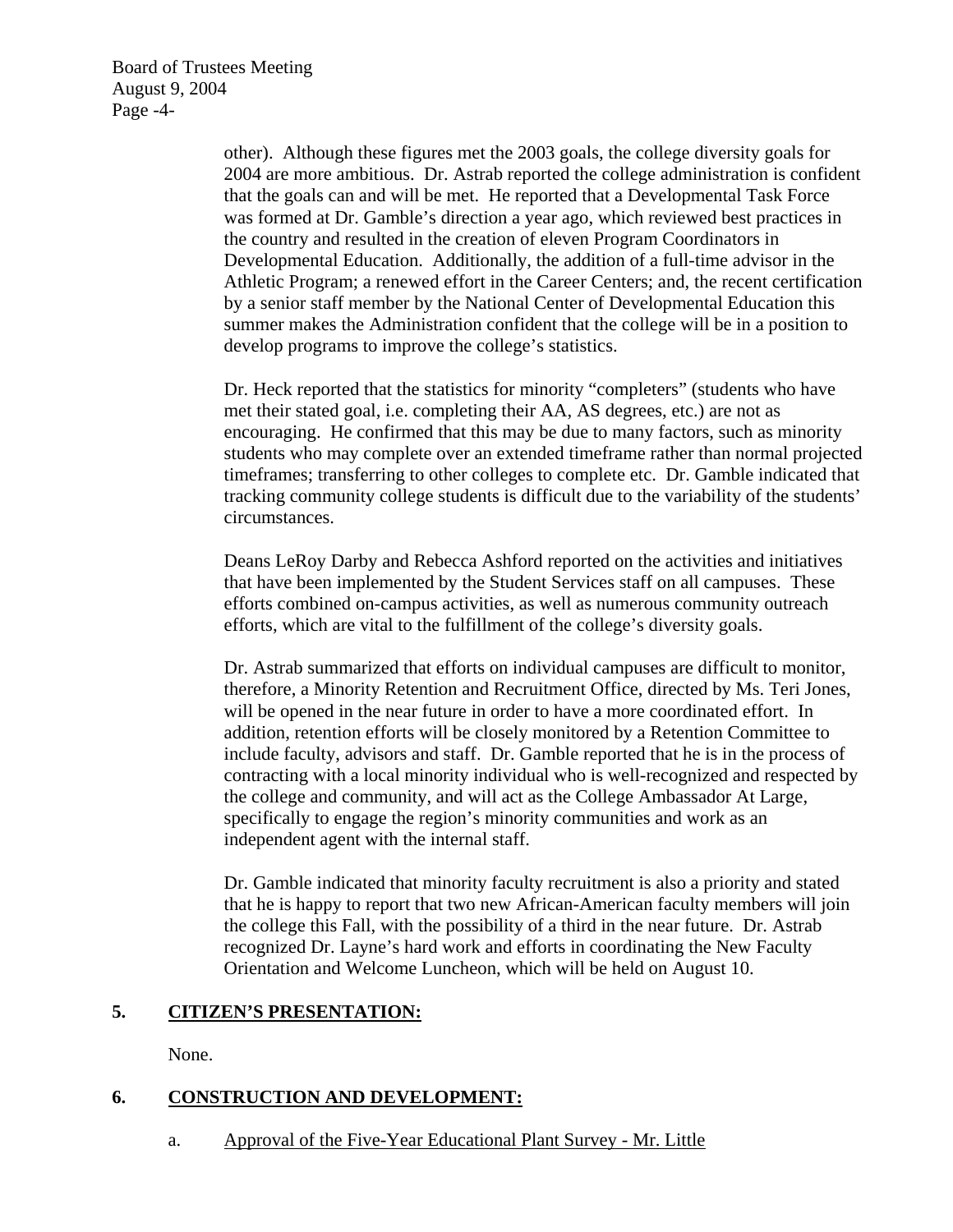other). Although these figures met the 2003 goals, the college diversity goals for 2004 are more ambitious. Dr. Astrab reported the college administration is confident that the goals can and will be met. He reported that a Developmental Task Force was formed at Dr. Gamble's direction a year ago, which reviewed best practices in the country and resulted in the creation of eleven Program Coordinators in Developmental Education. Additionally, the addition of a full-time advisor in the Athletic Program; a renewed effort in the Career Centers; and, the recent certification by a senior staff member by the National Center of Developmental Education this summer makes the Administration confident that the college will be in a position to develop programs to improve the college's statistics.

Dr. Heck reported that the statistics for minority "completers" (students who have met their stated goal, i.e. completing their AA, AS degrees, etc.) are not as encouraging. He confirmed that this may be due to many factors, such as minority students who may complete over an extended timeframe rather than normal projected timeframes; transferring to other colleges to complete etc. Dr. Gamble indicated that tracking community college students is difficult due to the variability of the students' circumstances.

Deans LeRoy Darby and Rebecca Ashford reported on the activities and initiatives that have been implemented by the Student Services staff on all campuses. These efforts combined on-campus activities, as well as numerous community outreach efforts, which are vital to the fulfillment of the college's diversity goals.

Dr. Astrab summarized that efforts on individual campuses are difficult to monitor, therefore, a Minority Retention and Recruitment Office, directed by Ms. Teri Jones, will be opened in the near future in order to have a more coordinated effort. In addition, retention efforts will be closely monitored by a Retention Committee to include faculty, advisors and staff. Dr. Gamble reported that he is in the process of contracting with a local minority individual who is well-recognized and respected by the college and community, and will act as the College Ambassador At Large, specifically to engage the region's minority communities and work as an independent agent with the internal staff.

Dr. Gamble indicated that minority faculty recruitment is also a priority and stated that he is happy to report that two new African-American faculty members will join the college this Fall, with the possibility of a third in the near future. Dr. Astrab recognized Dr. Layne's hard work and efforts in coordinating the New Faculty Orientation and Welcome Luncheon, which will be held on August 10.

## 5. CITIZEN'S PRESENTATION:

None.

## 6. CONSTRUCTION AND DEVELOPMENT:

a. Approval of the Five-Year Educational Plant Survey - Mr. Little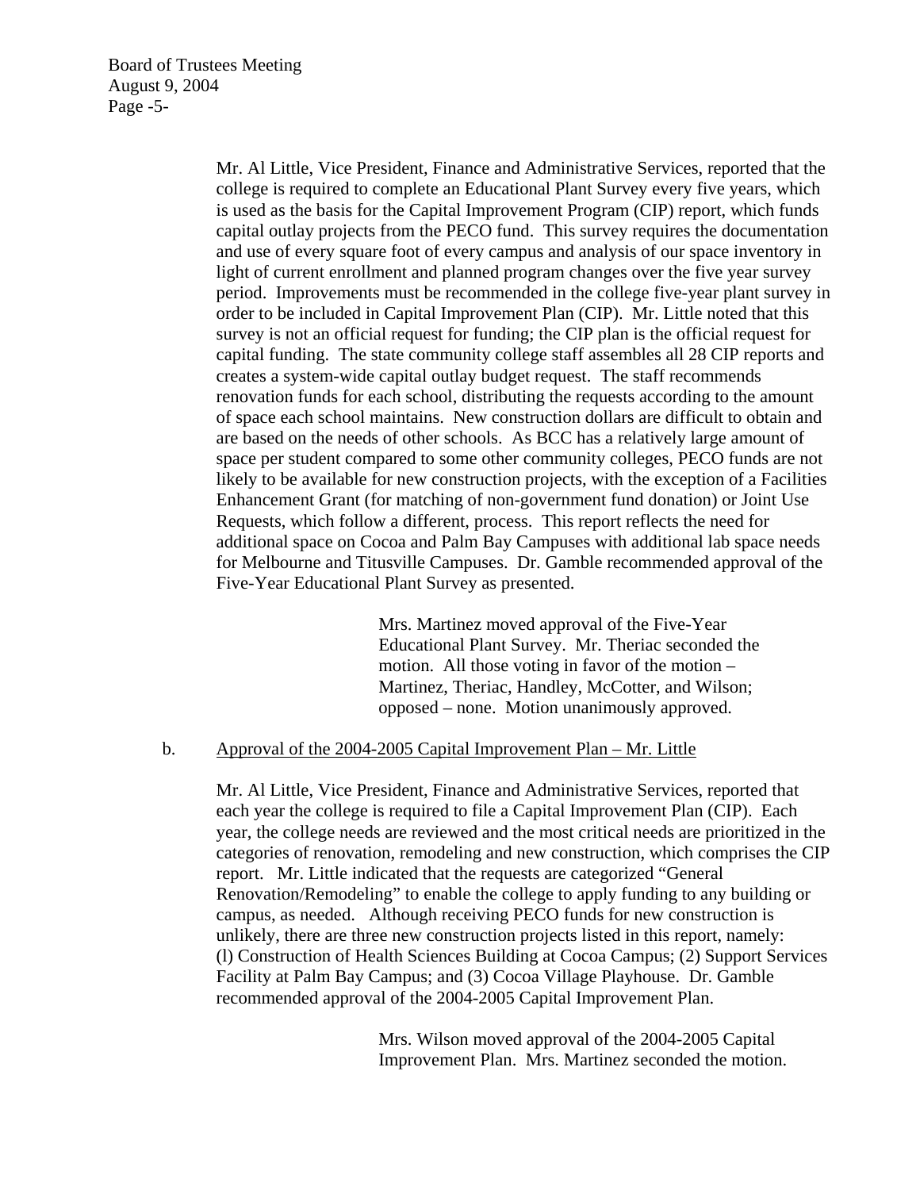Mr. Al Little, Vice President, Finance and Administrative Services, reported that the college is required to complete an Educational Plant Survey every five years, which is used as the basis for the Capital Improvement Program (CIP) report, which funds capital outlay projects from the PECO fund. This survey requires the documentation and use of every square foot of every campus and analysis of our space inventory in light of current enrollment and planned program changes over the five year survey period. Improvements must be recommended in the college five-year plant survey in order to be included in Capital Improvement Plan (CIP). Mr. Little noted that this survey is not an official request for funding; the CIP plan is the official request for capital funding. The state community college staff assembles all 28 CIP reports and creates a system-wide capital outlay budget request. The staff recommends renovation funds for each school, distributing the requests according to the amount of space each school maintains. New construction dollars are difficult to obtain and are based on the needs of other schools. As BCC has a relatively large amount of space per student compared to some other community colleges, PECO funds are not likely to be available for new construction projects, with the exception of a Facilities Enhancement Grant (for matching of non-government fund donation) or Joint Use Requests, which follow a different, process. This report reflects the need for additional space on Cocoa and Palm Bay Campuses with additional lab space needs for Melbourne and Titusville Campuses. Dr. Gamble recommended approval of the Five-Year Educational Plant Survey as presented.

> Mrs. Martinez moved approval of the Five-Year Educational Plant Survey. Mr. Theriac seconded the motion. All those voting in favor of the motion – Martinez, Theriac, Handley, McCotter, and Wilson; opposed – none. Motion unanimously approved.

b. Approval of the 2004-2005 Capital Improvement Plan – Mr. Little

Mr. Al Little, Vice President, Finance and Administrative Services, reported that each year the college is required to file a Capital Improvement Plan (CIP). Each year, the college needs are reviewed and the most critical needs are prioritized in the categories of renovation, remodeling and new construction, which comprises the CIP report. Mr. Little indicated that the requests are categorized "General Renovation/Remodeling" to enable the college to apply funding to any building or campus, as needed. Although receiving PECO funds for new construction is unlikely, there are three new construction projects listed in this report, namely: (l) Construction of Health Sciences Building at Cocoa Campus; (2) Support Services Facility at Palm Bay Campus; and (3) Cocoa Village Playhouse. Dr. Gamble recommended approval of the 2004-2005 Capital Improvement Plan.

> Mrs. Wilson moved approval of the 2004-2005 Capital Improvement Plan. Mrs. Martinez seconded the motion.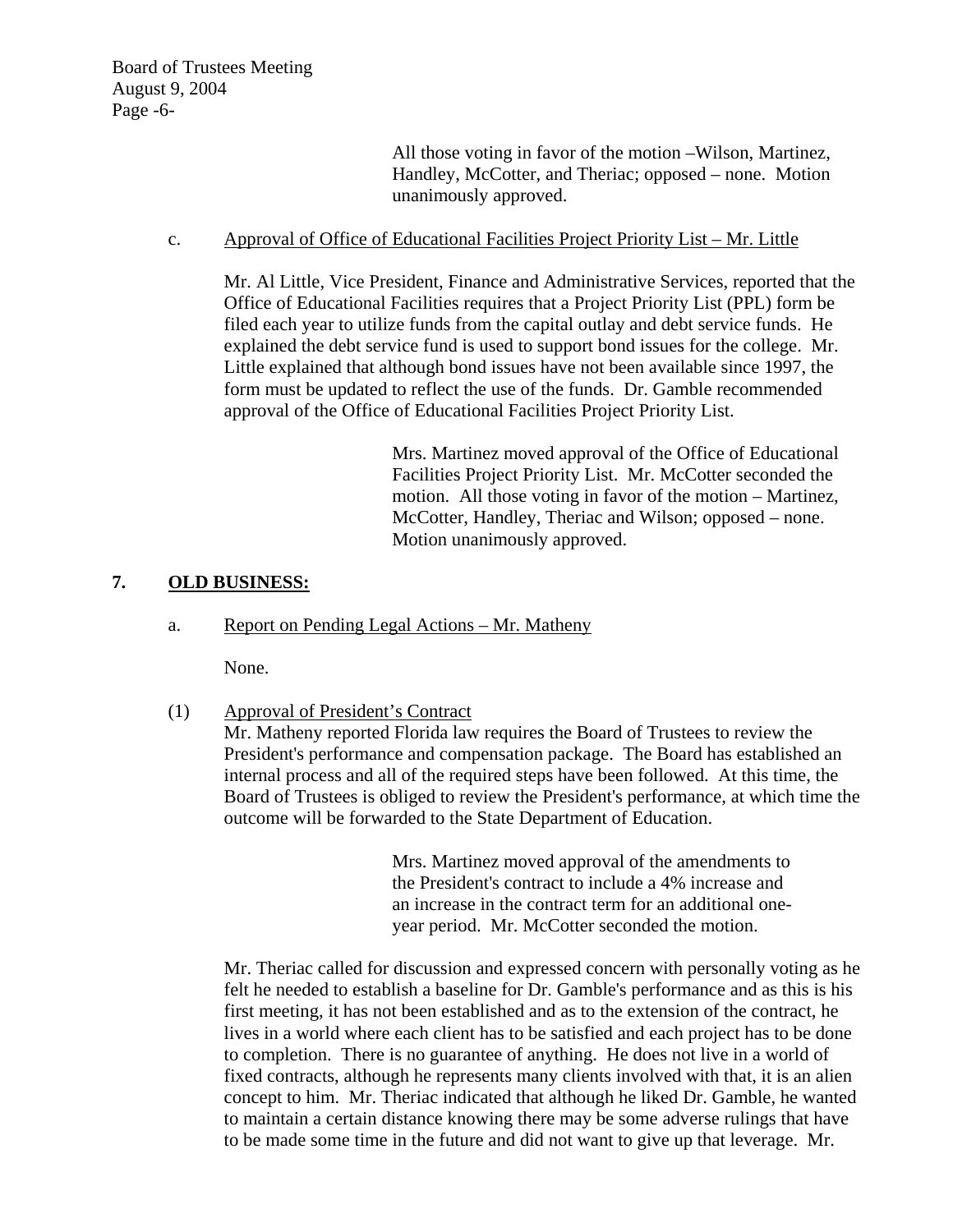All those voting in favor of the motion –Wilson, Martinez, Handley, McCotter, and Theriac; opposed – none. Motion unanimously approved.

c. Approval of Office of Educational Facilities Project Priority List – Mr. Little

Mr. Al Little, Vice President, Finance and Administrative Services, reported that the Office of Educational Facilities requires that a Project Priority List (PPL) form be filed each year to utilize funds from the capital outlay and debt service funds. He explained the debt service fund is used to support bond issues for the college. Mr. Little explained that although bond issues have not been available since 1997, the form must be updated to reflect the use of the funds. Dr. Gamble recommended approval of the Office of Educational Facilities Project Priority List.

Mrs. Martinez moved approval of the Office of Educational Facilities Project Priority List. Mr. McCotter seconded the motion. All those voting in favor of the motion – Martinez, McCotter, Handley, Theriac and Wilson; opposed – none. Motion unanimously approved.

## 7. OLD BUSINESS:

a. Report on Pending Legal Actions – Mr. Matheny

None.

(1) Approval of President's Contract

Mr. Matheny reported Florida law requires the Board of Trustees to review the President's performance and compensation package. The Board has established an internal process and all of the required steps have been followed. At this time, the Board of Trustees is obliged to review the President's performance, at which time the outcome will be forwarded to the State Department of Education.

Mrs. Martinez moved approval of the amendments to the President's contract to include a 4% increase and an increase in the contract term for an additional one-year period. Mr. McCotter seconded the motion.

Mr. Theriac called for discussion and expressed concern with personally voting as he felt he needed to establish a baseline for Dr. Gamble's performance and as this is his first meeting, it has not been established and as to the extension of the contract, he lives in a world where each client has to be satisfied and each project has to be done to completion. There is no guarantee of anything. He does not live in a world of fixed contracts, although he represents many clients involved with that, it is an alien concept to him. Mr. Theriac indicated that although he liked Dr. Gamble, he wanted to maintain a certain distance knowing there may be some adverse rulings that have to be made some time in the future and did not want to give up that leverage. Mr.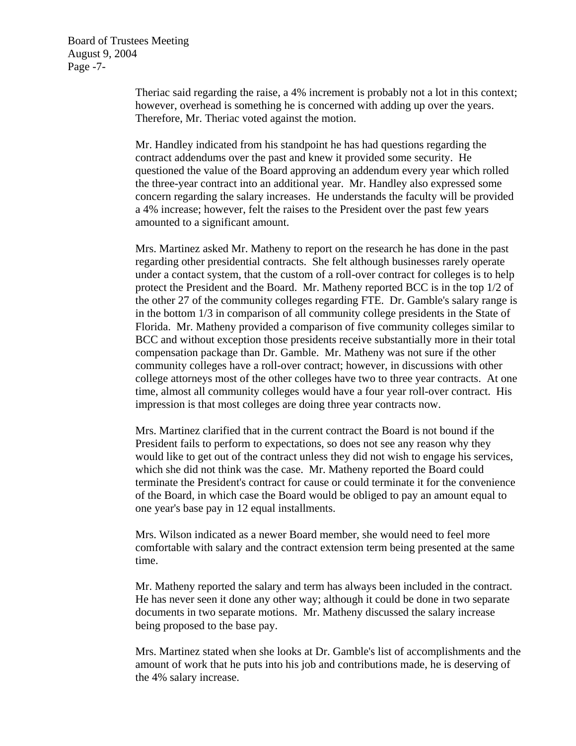Theriac said regarding the raise, a 4% increment is probably not a lot in this context; however, overhead is something he is concerned with adding up over the years. Therefore, Mr. Theriac voted against the motion.

Mr. Handley indicated from his standpoint he has had questions regarding the contract addendums over the past and knew it provided some security. He questioned the value of the Board approving an addendum every year which rolled the three-year contract into an additional year. Mr. Handley also expressed some concern regarding the salary increases. He understands the faculty will be provided a 4% increase; however, felt the raises to the President over the past few years amounted to a significant amount.

Mrs. Martinez asked Mr. Matheny to report on the research he has done in the past regarding other presidential contracts. She felt although businesses rarely operate under a contact system, that the custom of a roll-over contract for colleges is to help protect the President and the Board. Mr. Matheny reported BCC is in the top 1/2 of the other 27 of the community colleges regarding FTE. Dr. Gamble's salary range is in the bottom 1/3 in comparison of all community college presidents in the State of Florida. Mr. Matheny provided a comparison of five community colleges similar to BCC and without exception those presidents receive substantially more in their total compensation package than Dr. Gamble. Mr. Matheny was not sure if the other community colleges have a roll-over contract; however, in discussions with other college attorneys most of the other colleges have two to three year contracts. At one time, almost all community colleges would have a four year roll-over contract. His impression is that most colleges are doing three year contracts now.

Mrs. Martinez clarified that in the current contract the Board is not bound if the President fails to perform to expectations, so does not see any reason why they would like to get out of the contract unless they did not wish to engage his services, which she did not think was the case. Mr. Matheny reported the Board could terminate the President's contract for cause or could terminate it for the convenience of the Board, in which case the Board would be obliged to pay an amount equal to one year's base pay in 12 equal installments.

Mrs. Wilson indicated as a newer Board member, she would need to feel more comfortable with salary and the contract extension term being presented at the same time.

Mr. Matheny reported the salary and term has always been included in the contract. He has never seen it done any other way; although it could be done in two separate documents in two separate motions. Mr. Matheny discussed the salary increase being proposed to the base pay.

Mrs. Martinez stated when she looks at Dr. Gamble's list of accomplishments and the amount of work that he puts into his job and contributions made, he is deserving of the 4% salary increase.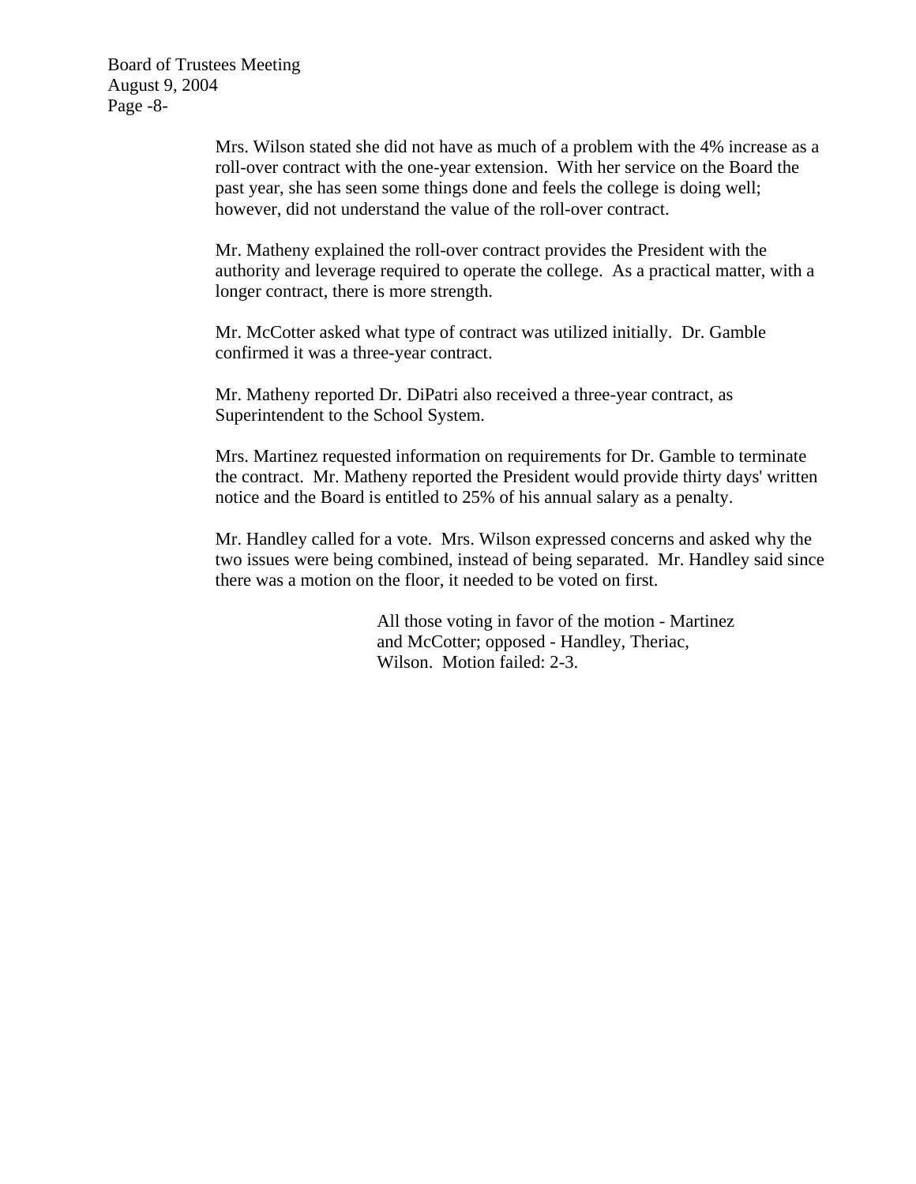Mrs. Wilson stated she did not have as much of a problem with the 4% increase as a roll-over contract with the one-year extension. With her service on the Board the past year, she has seen some things done and feels the college is doing well; however, did not understand the value of the roll-over contract.

Mr. Matheny explained the roll-over contract provides the President with the authority and leverage required to operate the college. As a practical matter, with a longer contract, there is more strength.

Mr. McCotter asked what type of contract was utilized initially. Dr. Gamble confirmed it was a three-year contract.

Mr. Matheny reported Dr. DiPatri also received a three-year contract, as Superintendent to the School System.

Mrs. Martinez requested information on requirements for Dr. Gamble to terminate the contract. Mr. Matheny reported the President would provide thirty days' written notice and the Board is entitled to 25% of his annual salary as a penalty.

Mr. Handley called for a vote. Mrs. Wilson expressed concerns and asked why the two issues were being combined, instead of being separated. Mr. Handley said since there was a motion on the floor, it needed to be voted on first.

> All those voting in favor of the motion - Martinez and McCotter; opposed - Handley, Theriac, Wilson. Motion failed: 2-3.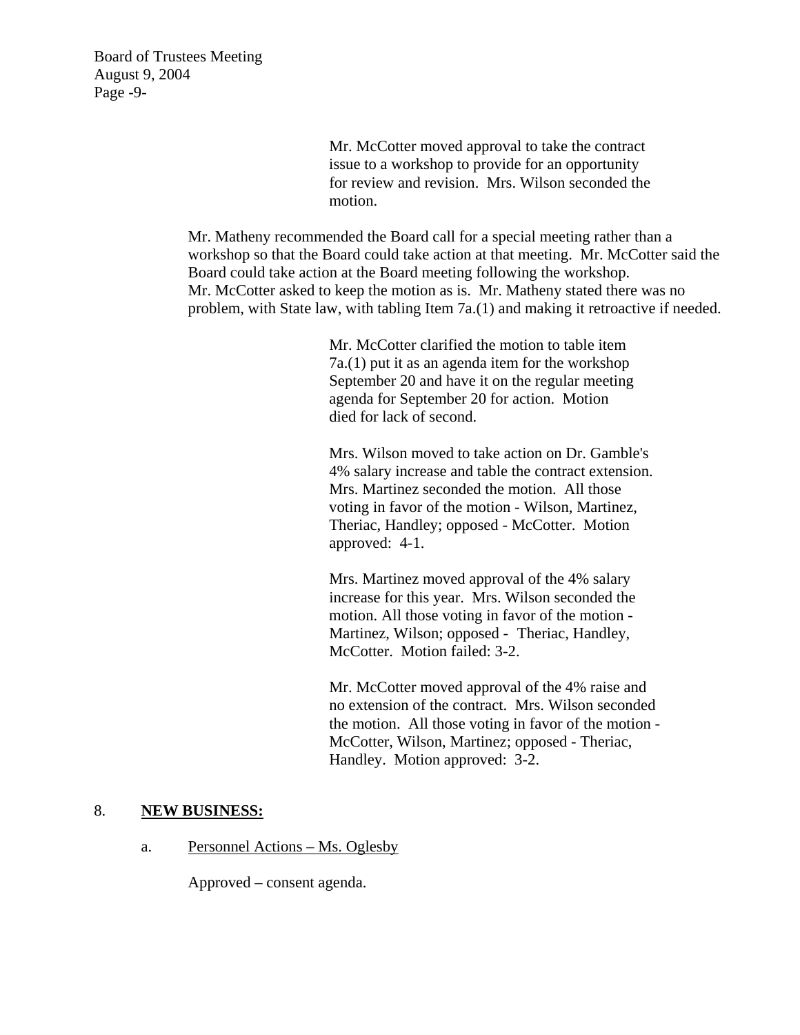Mr. McCotter moved approval to take the contract issue to a workshop to provide for an opportunity for review and revision. Mrs. Wilson seconded the motion.

Mr. Matheny recommended the Board call for a special meeting rather than a workshop so that the Board could take action at that meeting. Mr. McCotter said the Board could take action at the Board meeting following the workshop. Mr. McCotter asked to keep the motion as is. Mr. Matheny stated there was no problem, with State law, with tabling Item 7a.(1) and making it retroactive if needed.

Mr. McCotter clarified the motion to table item 7a.(1) put it as an agenda item for the workshop September 20 and have it on the regular meeting agenda for September 20 for action. Motion died for lack of second.

Mrs. Wilson moved to take action on Dr. Gamble's 4% salary increase and table the contract extension. Mrs. Martinez seconded the motion. All those voting in favor of the motion - Wilson, Martinez, Theriac, Handley; opposed - McCotter. Motion approved: 4-1.

Mrs. Martinez moved approval of the 4% salary increase for this year. Mrs. Wilson seconded the motion. All those voting in favor of the motion - Martinez, Wilson; opposed - Theriac, Handley, McCotter. Motion failed: 3-2.

Mr. McCotter moved approval of the 4% raise and no extension of the contract. Mrs. Wilson seconded the motion. All those voting in favor of the motion - McCotter, Wilson, Martinez; opposed - Theriac, Handley. Motion approved: 3-2.

## 8. **NEW BUSINESS:**

a. Personnel Actions – Ms. Oglesby

Approved – consent agenda.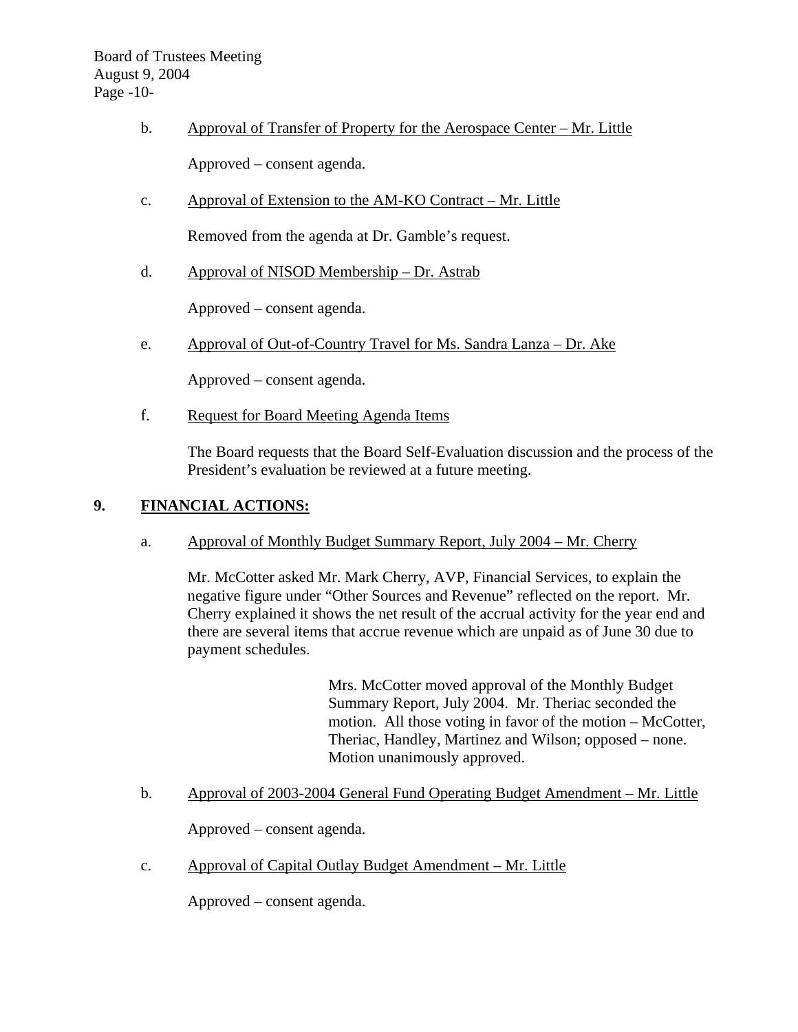b. Approval of Transfer of Property for the Aerospace Center – Mr. Little

Approved – consent agenda.

c. Approval of Extension to the AM-KO Contract – Mr. Little

Removed from the agenda at Dr. Gamble's request.

d. Approval of NISOD Membership – Dr. Astrab

Approved – consent agenda.

e. Approval of Out-of-Country Travel for Ms. Sandra Lanza – Dr. Ake

Approved – consent agenda.

f. Request for Board Meeting Agenda Items

The Board requests that the Board Self-Evaluation discussion and the process of the President's evaluation be reviewed at a future meeting.

## 9. FINANCIAL ACTIONS:

a. Approval of Monthly Budget Summary Report, July 2004 – Mr. Cherry

Mr. McCotter asked Mr. Mark Cherry, AVP, Financial Services, to explain the negative figure under "Other Sources and Revenue" reflected on the report. Mr. Cherry explained it shows the net result of the accrual activity for the year end and there are several items that accrue revenue which are unpaid as of June 30 due to payment schedules.

> Mrs. McCotter moved approval of the Monthly Budget Summary Report, July 2004. Mr. Theriac seconded the motion. All those voting in favor of the motion – McCotter, Theriac, Handley, Martinez and Wilson; opposed – none. Motion unanimously approved.

b. Approval of 2003-2004 General Fund Operating Budget Amendment – Mr. Little

Approved – consent agenda.

c. Approval of Capital Outlay Budget Amendment – Mr. Little

Approved – consent agenda.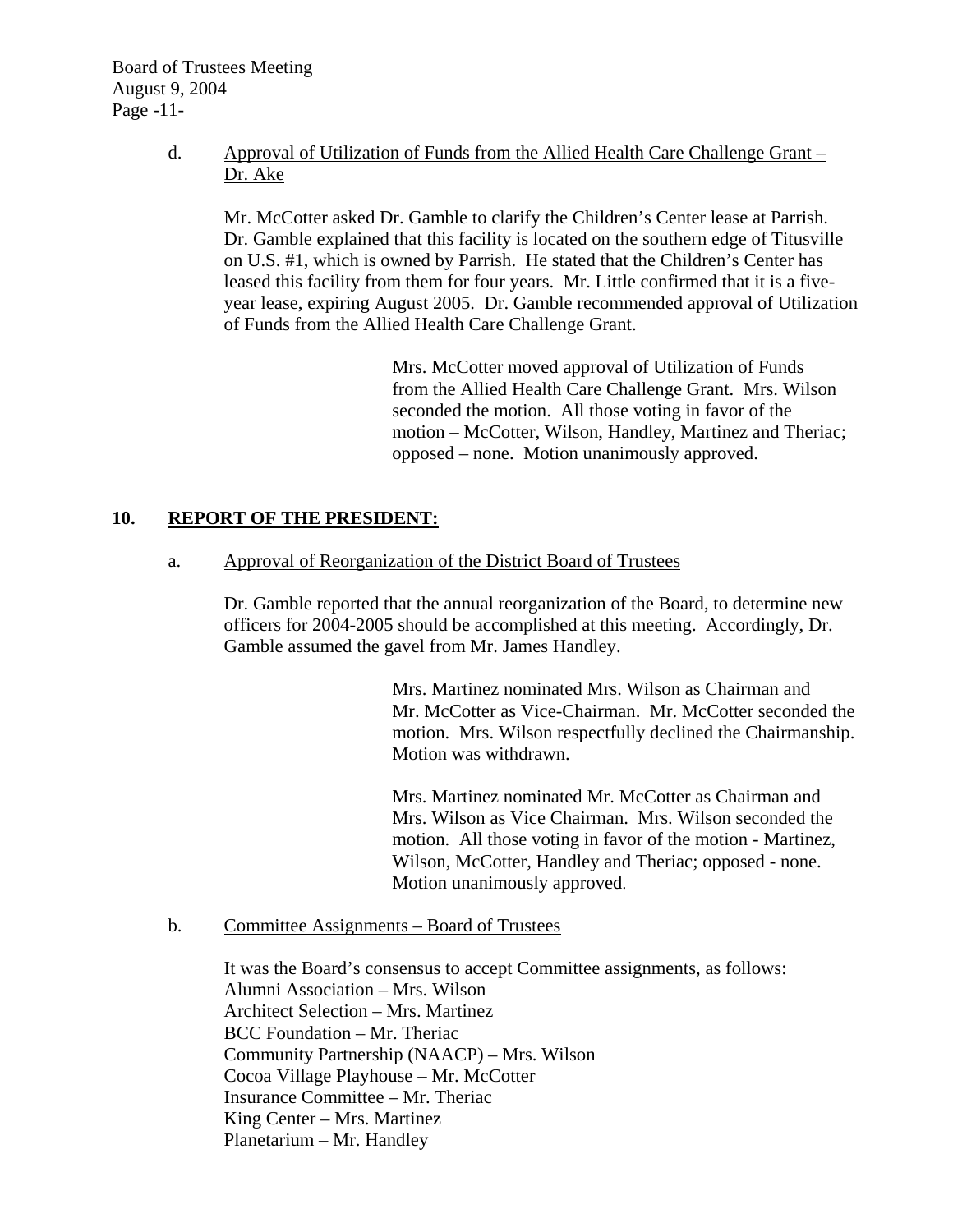d. Approval of Utilization of Funds from the Allied Health Care Challenge Grant – Dr. Ake

Mr. McCotter asked Dr. Gamble to clarify the Children's Center lease at Parrish. Dr. Gamble explained that this facility is located on the southern edge of Titusville on U.S. #1, which is owned by Parrish. He stated that the Children's Center has leased this facility from them for four years. Mr. Little confirmed that it is a five-year lease, expiring August 2005. Dr. Gamble recommended approval of Utilization of Funds from the Allied Health Care Challenge Grant.

> Mrs. McCotter moved approval of Utilization of Funds from the Allied Health Care Challenge Grant. Mrs. Wilson seconded the motion. All those voting in favor of the motion – McCotter, Wilson, Handley, Martinez and Theriac; opposed – none. Motion unanimously approved.

## 10. REPORT OF THE PRESIDENT:

a. Approval of Reorganization of the District Board of Trustees

Dr. Gamble reported that the annual reorganization of the Board, to determine new officers for 2004-2005 should be accomplished at this meeting. Accordingly, Dr. Gamble assumed the gavel from Mr. James Handley.

> Mrs. Martinez nominated Mrs. Wilson as Chairman and Mr. McCotter as Vice-Chairman. Mr. McCotter seconded the motion. Mrs. Wilson respectfully declined the Chairmanship. Motion was withdrawn.

> Mrs. Martinez nominated Mr. McCotter as Chairman and Mrs. Wilson as Vice Chairman. Mrs. Wilson seconded the motion. All those voting in favor of the motion - Martinez, Wilson, McCotter, Handley and Theriac; opposed - none. Motion unanimously approved.

b. Committee Assignments – Board of Trustees

It was the Board's consensus to accept Committee assignments, as follows:
Alumni Association – Mrs. Wilson
Architect Selection – Mrs. Martinez
BCC Foundation – Mr. Theriac
Community Partnership (NAACP) – Mrs. Wilson
Cocoa Village Playhouse – Mr. McCotter
Insurance Committee – Mr. Theriac
King Center – Mrs. Martinez
Planetarium – Mr. Handley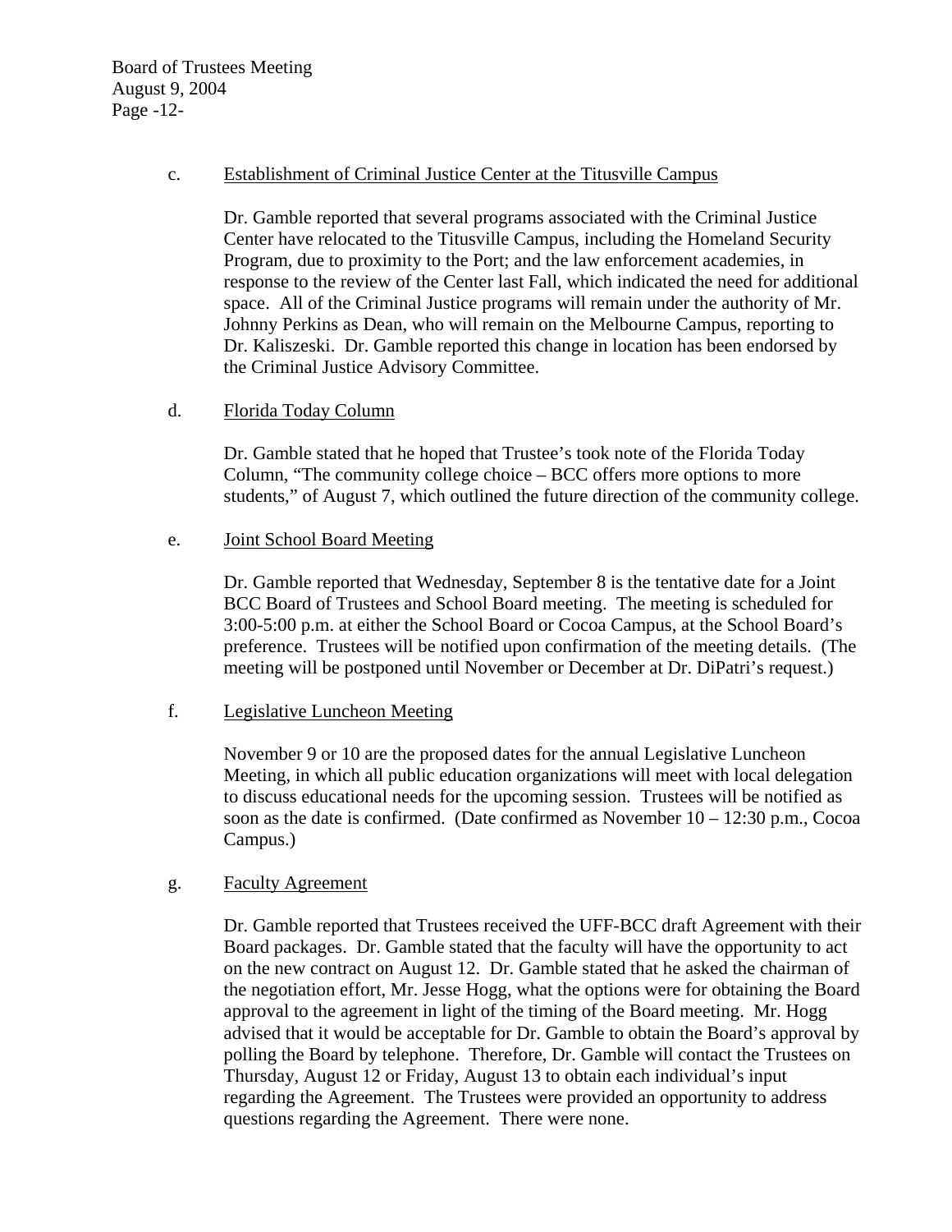c. Establishment of Criminal Justice Center at the Titusville Campus

Dr. Gamble reported that several programs associated with the Criminal Justice Center have relocated to the Titusville Campus, including the Homeland Security Program, due to proximity to the Port; and the law enforcement academies, in response to the review of the Center last Fall, which indicated the need for additional space. All of the Criminal Justice programs will remain under the authority of Mr. Johnny Perkins as Dean, who will remain on the Melbourne Campus, reporting to Dr. Kaliszeski. Dr. Gamble reported this change in location has been endorsed by the Criminal Justice Advisory Committee.

d. Florida Today Column

Dr. Gamble stated that he hoped that Trustee's took note of the Florida Today Column, "The community college choice – BCC offers more options to more students," of August 7, which outlined the future direction of the community college.

e. Joint School Board Meeting

Dr. Gamble reported that Wednesday, September 8 is the tentative date for a Joint BCC Board of Trustees and School Board meeting. The meeting is scheduled for 3:00-5:00 p.m. at either the School Board or Cocoa Campus, at the School Board's preference. Trustees will be notified upon confirmation of the meeting details. (The meeting will be postponed until November or December at Dr. DiPatri's request.)

f. Legislative Luncheon Meeting

November 9 or 10 are the proposed dates for the annual Legislative Luncheon Meeting, in which all public education organizations will meet with local delegation to discuss educational needs for the upcoming session. Trustees will be notified as soon as the date is confirmed. (Date confirmed as November 10 – 12:30 p.m., Cocoa Campus.)

g. Faculty Agreement

Dr. Gamble reported that Trustees received the UFF-BCC draft Agreement with their Board packages. Dr. Gamble stated that the faculty will have the opportunity to act on the new contract on August 12. Dr. Gamble stated that he asked the chairman of the negotiation effort, Mr. Jesse Hogg, what the options were for obtaining the Board approval to the agreement in light of the timing of the Board meeting. Mr. Hogg advised that it would be acceptable for Dr. Gamble to obtain the Board's approval by polling the Board by telephone. Therefore, Dr. Gamble will contact the Trustees on Thursday, August 12 or Friday, August 13 to obtain each individual's input regarding the Agreement. The Trustees were provided an opportunity to address questions regarding the Agreement. There were none.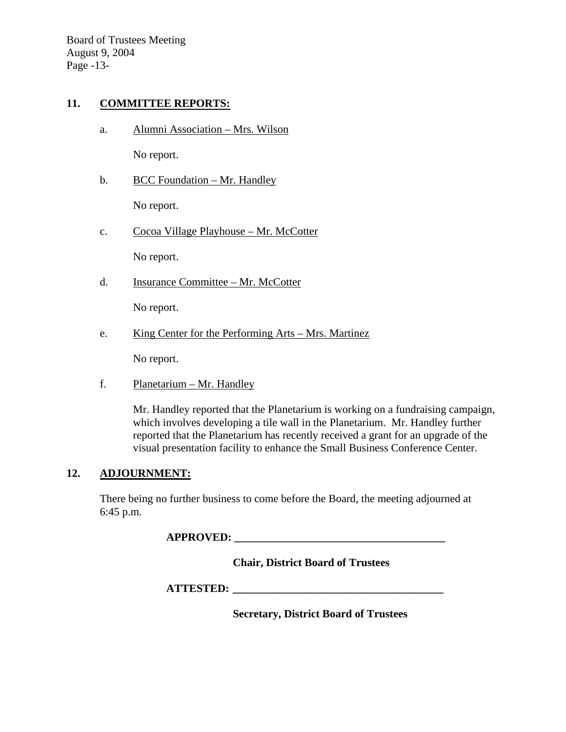## 11. COMMITTEE REPORTS:

a. Alumni Association – Mrs. Wilson

No report.

b. BCC Foundation – Mr. Handley

No report.

c. Cocoa Village Playhouse – Mr. McCotter

No report.

d. Insurance Committee – Mr. McCotter

No report.

e. King Center for the Performing Arts – Mrs. Martinez

No report.

f. Planetarium – Mr. Handley

Mr. Handley reported that the Planetarium is working on a fundraising campaign, which involves developing a tile wall in the Planetarium. Mr. Handley further reported that the Planetarium has recently received a grant for an upgrade of the visual presentation facility to enhance the Small Business Conference Center.

## 12. ADJOURNMENT:

There being no further business to come before the Board, the meeting adjourned at 6:45 p.m.

**APPROVED: ______________________________________**

**Chair, District Board of Trustees**

**ATTESTED: ______________________________________**

**Secretary, District Board of Trustees**